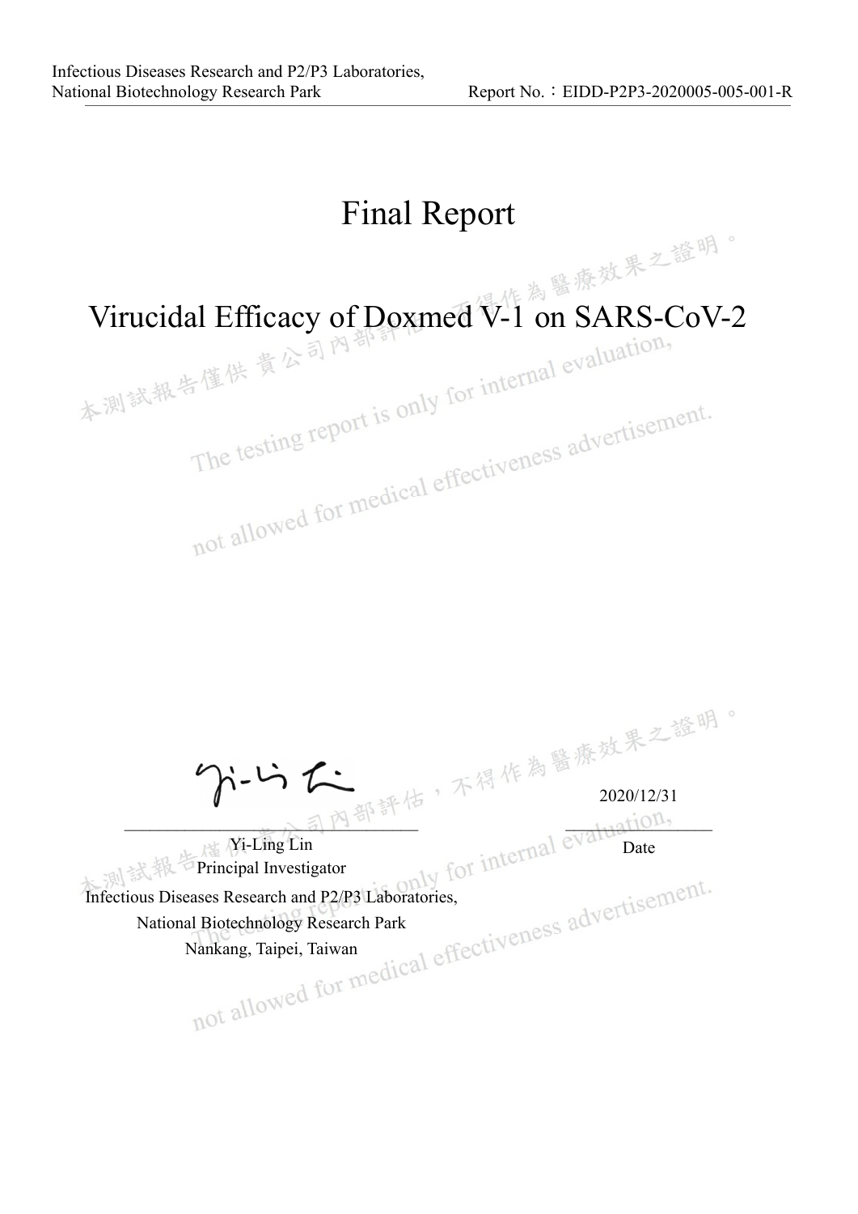# Final Report

## Virucidal Efficacy of Doxmed V-1 on SARS-CoV-2

本測試報告僅供 貴公司內部評估，不得作為醫療效果之證明。

The testing report is only for internal evaluation, not allowed for medical effectiveness advertisement.

Yi-Ling Lin
Principal Investigator

2020/12/31
Date

Infectious Diseases Research and P2/P3 Laboratories,
National Biotechnology Research Park
Nankang, Taipei, Taiwan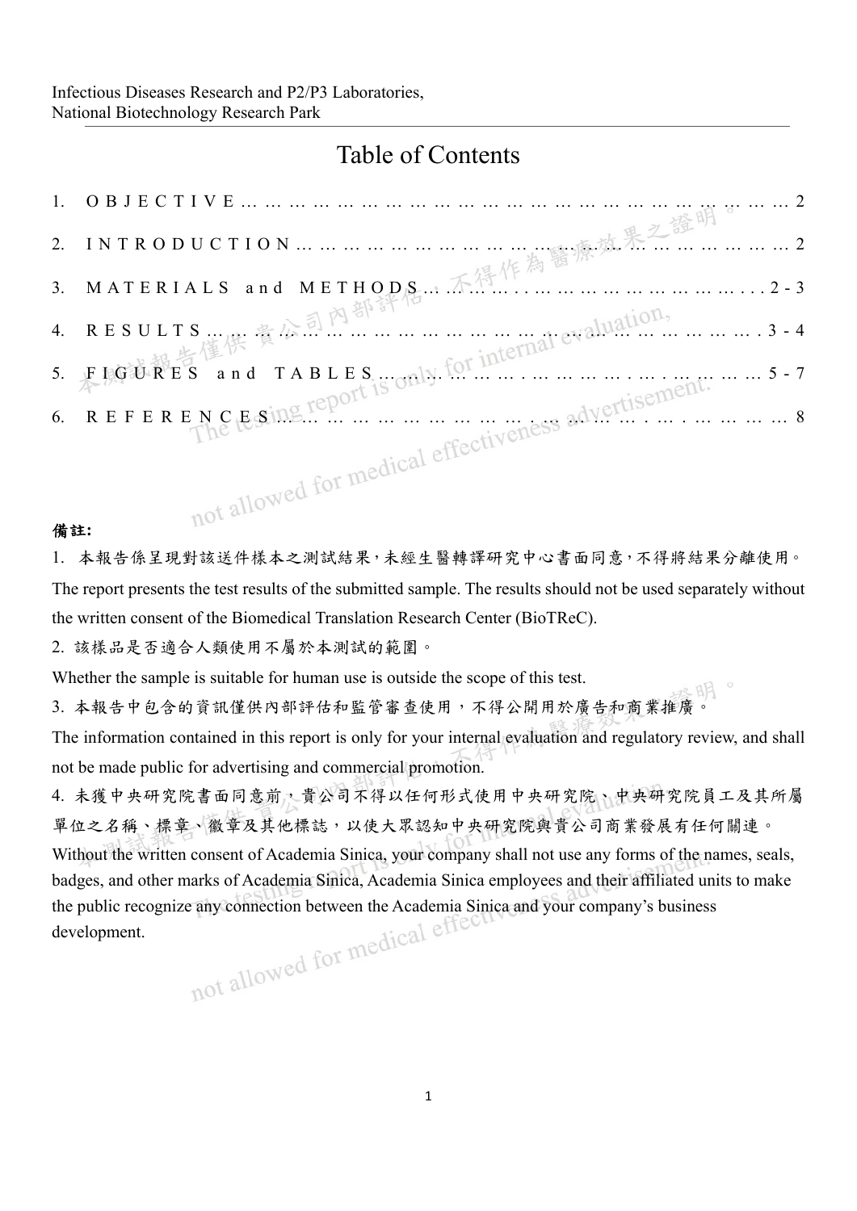# Table of Contents

1. O B J E C T I V E … … … … … … … … … … … … … … … … … … … … … … … … 2
2. I N T R O D U C T I O N … … … … … … … … … … … … … … … … … … … … … … 2
3. M A T E R I A L S and M E T H O D S … … … … . … … … … … … … … … . . . 2 - 3
4. R E S U L T S … … … … … … … … … … … … … … … … … … … … … … … … . 3 - 4
5. F I G U R E S and T A B L E S … … … … … . … … … … … . … . … … … … 5 - 7
6. R E F E R E N C E S … … … … … … … … … … … . … … … … . … . … … … … 8

**備註:**

1. 本報告係呈現對該送件樣本之測試結果，未經生醫轉譯研究中心書面同意，不得將結果分離使用。
The report presents the test results of the submitted sample. The results should not be used separately without the written consent of the Biomedical Translation Research Center (BioTReC).

2. 該樣品是否適合人類使用不屬於本測試的範圍。
Whether the sample is suitable for human use is outside the scope of this test.

3. 本報告中包含的資訊僅供內部評估和監管審查使用，不得公開用於廣告和商業推廣。
The information contained in this report is only for your internal evaluation and regulatory review, and shall not be made public for advertising and commercial promotion.

4. 未獲中央研究院書面同意前，貴公司不得以任何形式使用中央研究院、中央研究院員工及其所屬單位之名稱、標章、徽章及其他標誌，以使大眾認知中央研究院與貴公司商業發展有任何關連。
Without the written consent of Academia Sinica, your company shall not use any forms of the names, seals, badges, and other marks of Academia Sinica, Academia Sinica employees and their affiliated units to make the public recognize any connection between the Academia Sinica and your company's business development.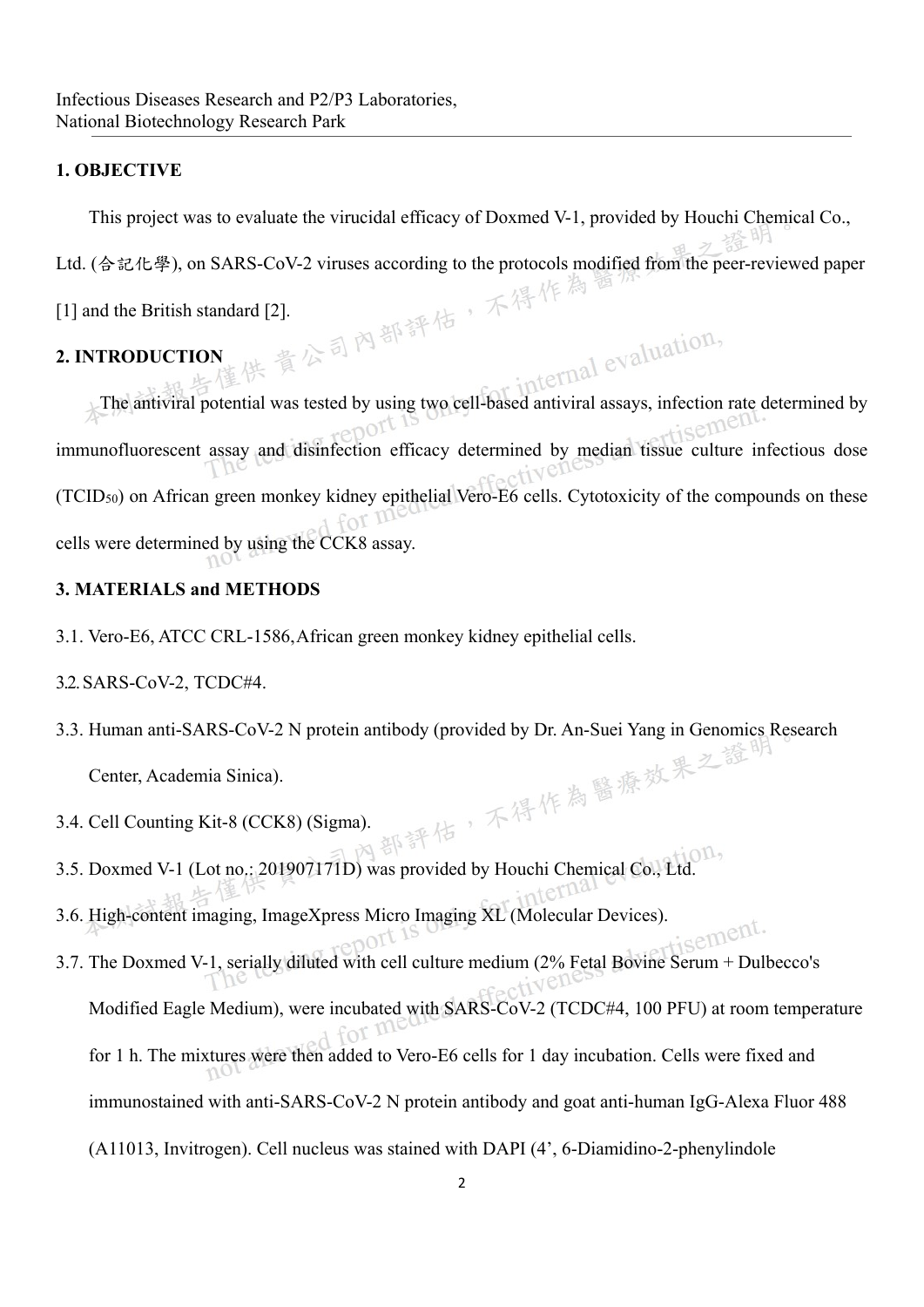## 1. OBJECTIVE

This project was to evaluate the virucidal efficacy of Doxmed V-1, provided by Houchi Chemical Co., Ltd. (合記化學), on SARS-CoV-2 viruses according to the protocols modified from the peer-reviewed paper [1] and the British standard [2].

## 2. INTRODUCTION

The antiviral potential was tested by using two cell-based antiviral assays, infection rate determined by immunofluorescent assay and disinfection efficacy determined by median tissue culture infectious dose ($TCID_{50}$) on African green monkey kidney epithelial Vero-E6 cells. Cytotoxicity of the compounds on these cells were determined by using the CCK8 assay.

## 3. MATERIALS and METHODS

3.1. Vero-E6, ATCC CRL-1586, African green monkey kidney epithelial cells.

3.2. SARS-CoV-2, TCDC#4.

3.3. Human anti-SARS-CoV-2 N protein antibody (provided by Dr. An-Suei Yang in Genomics Research Center, Academia Sinica).

3.4. Cell Counting Kit-8 (CCK8) (Sigma).

3.5. Doxmed V-1 (Lot no.: 201907171D) was provided by Houchi Chemical Co., Ltd.

3.6. High-content imaging, ImageXpress Micro Imaging XL (Molecular Devices).

3.7. The Doxmed V-1, serially diluted with cell culture medium (2% Fetal Bovine Serum + Dulbecco's Modified Eagle Medium), were incubated with SARS-CoV-2 (TCDC#4, 100 PFU) at room temperature for 1 h. The mixtures were then added to Vero-E6 cells for 1 day incubation. Cells were fixed and immunostained with anti-SARS-CoV-2 N protein antibody and goat anti-human IgG-Alexa Fluor 488 (A11013, Invitrogen). Cell nucleus was stained with DAPI (4', 6-Diamidino-2-phenylindole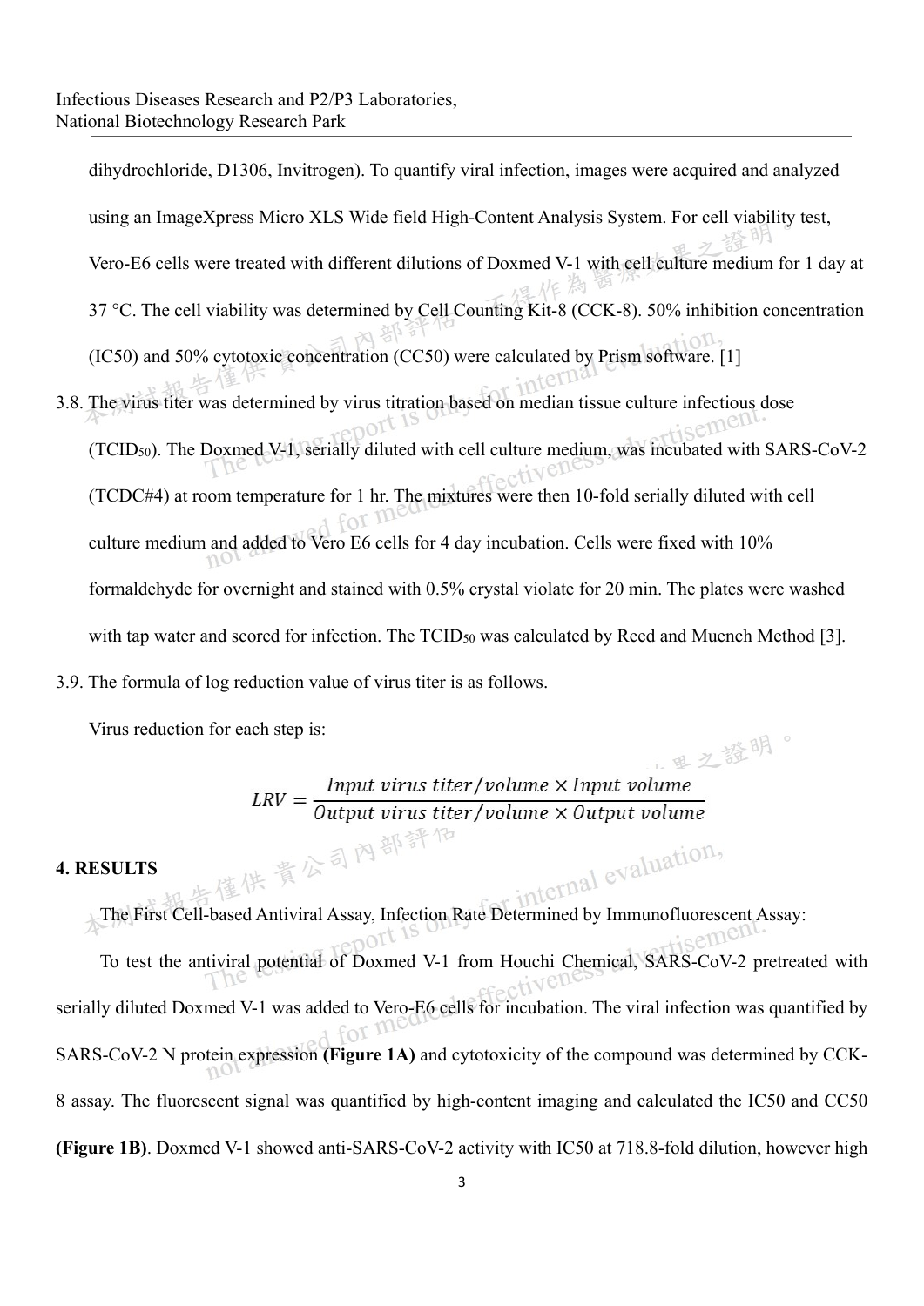dihydrochloride, D1306, Invitrogen). To quantify viral infection, images were acquired and analyzed using an ImageXpress Micro XLS Wide field High-Content Analysis System. For cell viability test, Vero-E6 cells were treated with different dilutions of Doxmed V-1 with cell culture medium for 1 day at 37 °C. The cell viability was determined by Cell Counting Kit-8 (CCK-8). 50% inhibition concentration (IC50) and 50% cytotoxic concentration (CC50) were calculated by Prism software. [1]

3.8. The virus titer was determined by virus titration based on median tissue culture infectious dose ($TCID_{50}$). The Doxmed V-1, serially diluted with cell culture medium, was incubated with SARS-CoV-2 (TCDC#4) at room temperature for 1 hr. The mixtures were then 10-fold serially diluted with cell culture medium and added to Vero E6 cells for 4 day incubation. Cells were fixed with 10% formaldehyde for overnight and stained with 0.5% crystal violate for 20 min. The plates were washed with tap water and scored for infection. The $TCID_{50}$ was calculated by Reed and Muench Method [3].

3.9. The formula of log reduction value of virus titer is as follows.

Virus reduction for each step is:

$$LRV = \frac{Input\ virus\ titer/volume \times Input\ volume}{Output\ virus\ titer/volume \times Output\ volume}$$

**4. RESULTS**

The First Cell-based Antiviral Assay, Infection Rate Determined by Immunofluorescent Assay:

To test the antiviral potential of Doxmed V-1 from Houchi Chemical, SARS-CoV-2 pretreated with serially diluted Doxmed V-1 was added to Vero-E6 cells for incubation. The viral infection was quantified by SARS-CoV-2 N protein expression **(Figure 1A)** and cytotoxicity of the compound was determined by CCK-8 assay. The fluorescent signal was quantified by high-content imaging and calculated the IC50 and CC50 **(Figure 1B)**. Doxmed V-1 showed anti-SARS-CoV-2 activity with IC50 at 718.8-fold dilution, however high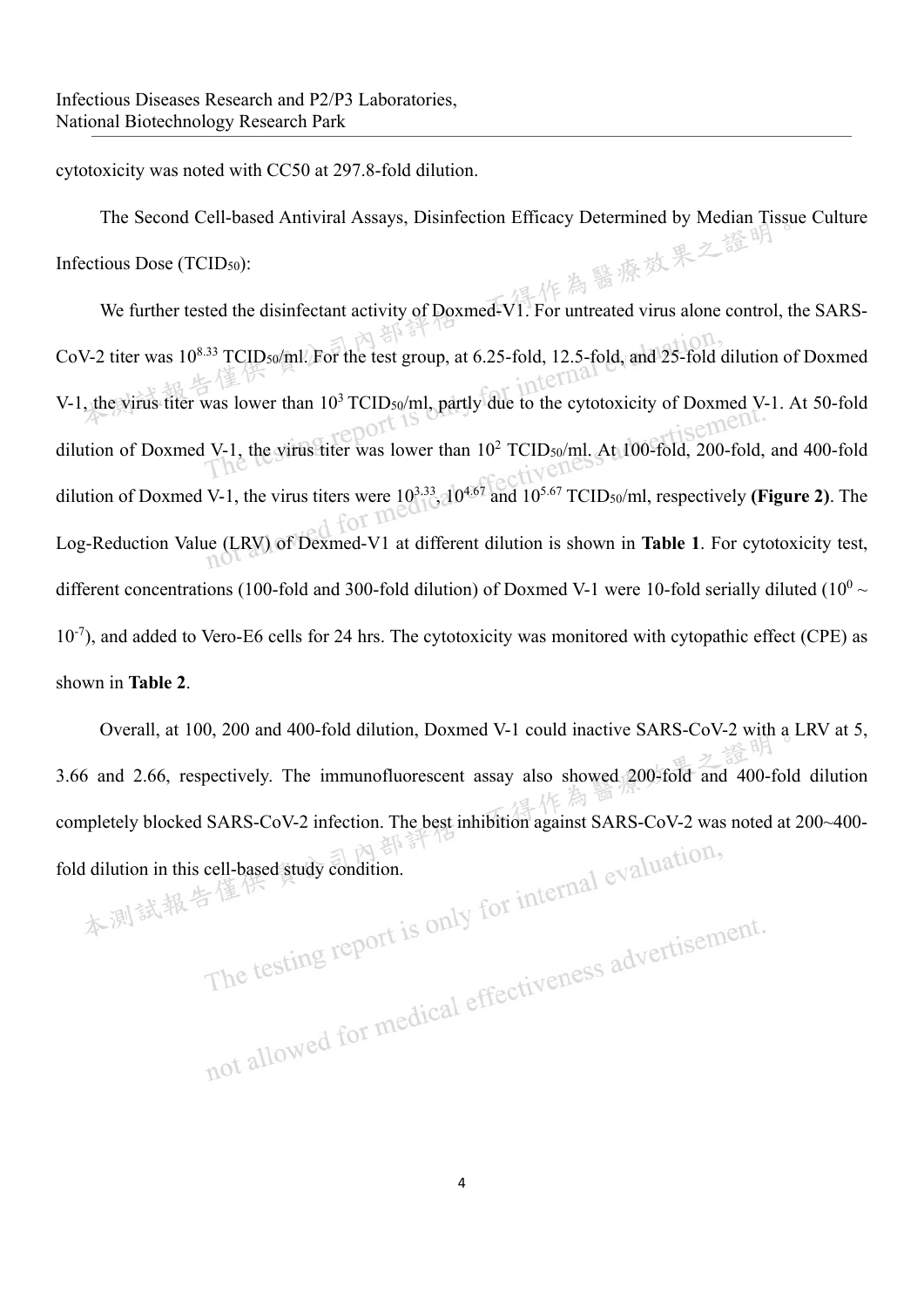cytotoxicity was noted with CC50 at 297.8-fold dilution.

The Second Cell-based Antiviral Assays, Disinfection Efficacy Determined by Median Tissue Culture Infectious Dose ($TCID_{50}$):

We further tested the disinfectant activity of Doxmed-V1. For untreated virus alone control, the SARS-CoV-2 titer was $10^{8.33}$ $TCID_{50}$/ml. For the test group, at 6.25-fold, 12.5-fold, and 25-fold dilution of Doxmed V-1, the virus titer was lower than $10^{3}$ $TCID_{50}$/ml, partly due to the cytotoxicity of Doxmed V-1. At 50-fold dilution of Doxmed V-1, the virus titer was lower than $10^{2}$ $TCID_{50}$/ml. At 100-fold, 200-fold, and 400-fold dilution of Doxmed V-1, the virus titers were $10^{3.33}$, $10^{4.67}$ and $10^{5.67}$ $TCID_{50}$/ml, respectively **(Figure 2)**. The Log-Reduction Value (LRV) of Dexmed-V1 at different dilution is shown in **Table 1**. For cytotoxicity test, different concentrations (100-fold and 300-fold dilution) of Doxmed V-1 were 10-fold serially diluted ($10^{0}$ ~ $10^{-7}$), and added to Vero-E6 cells for 24 hrs. The cytotoxicity was monitored with cytopathic effect (CPE) as shown in **Table 2**.

Overall, at 100, 200 and 400-fold dilution, Doxmed V-1 could inactive SARS-CoV-2 with a LRV at 5, 3.66 and 2.66, respectively. The immunofluorescent assay also showed 200-fold and 400-fold dilution completely blocked SARS-CoV-2 infection. The best inhibition against SARS-CoV-2 was noted at 200~400-fold dilution in this cell-based study condition.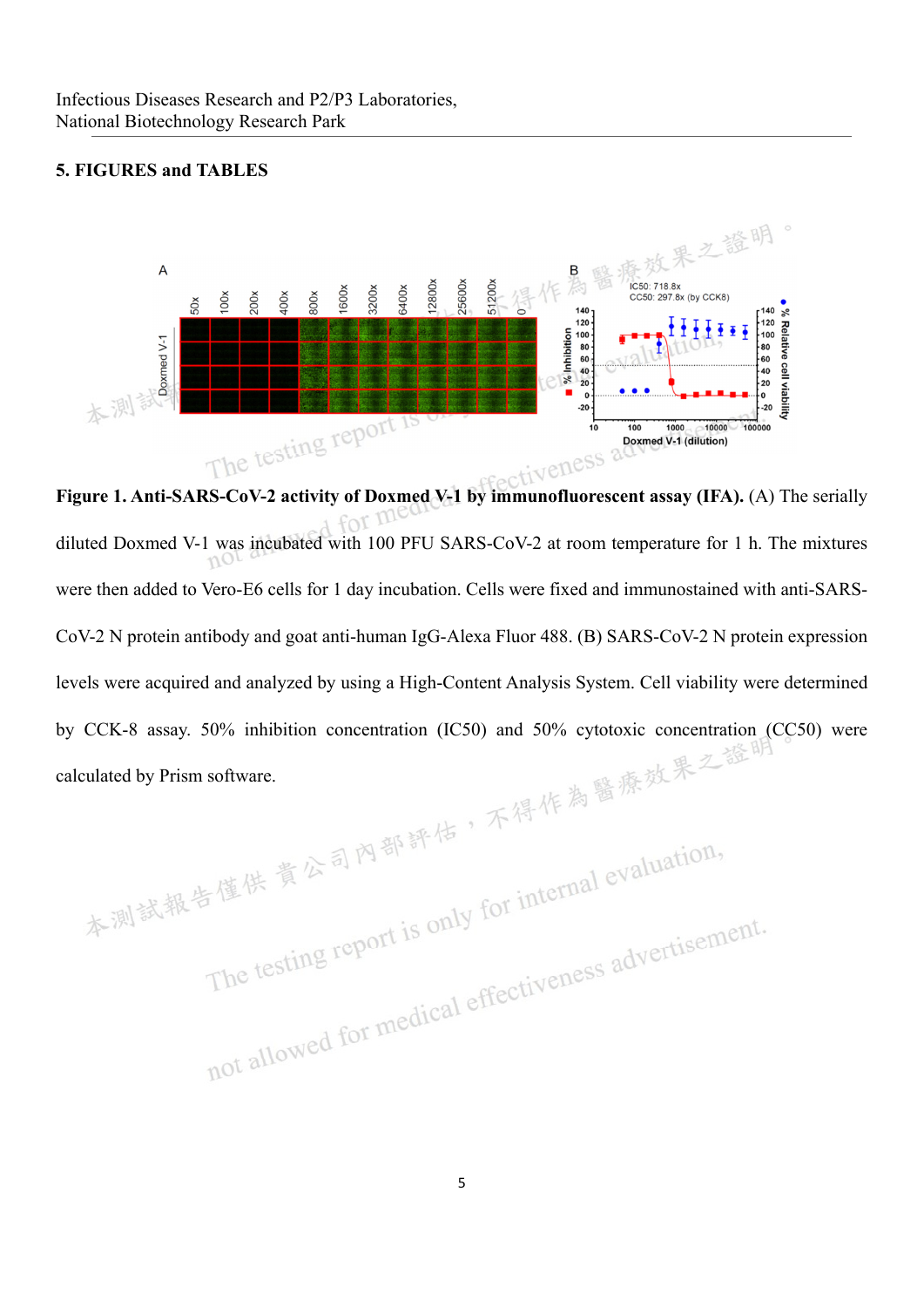## 5. FIGURES and TABLES

**Figure 1. Anti-SARS-CoV-2 activity of Doxmed V-1 by immunofluorescent assay (IFA).** (A) The serially diluted Doxmed V-1 was incubated with 100 PFU SARS-CoV-2 at room temperature for 1 h. The mixtures were then added to Vero-E6 cells for 1 day incubation. Cells were fixed and immunostained with anti-SARS-CoV-2 N protein antibody and goat anti-human IgG-Alexa Fluor 488. (B) SARS-CoV-2 N protein expression levels were acquired and analyzed by using a High-Content Analysis System. Cell viability were determined by CCK-8 assay. 50% inhibition concentration (IC50) and 50% cytotoxic concentration (CC50) were calculated by Prism software.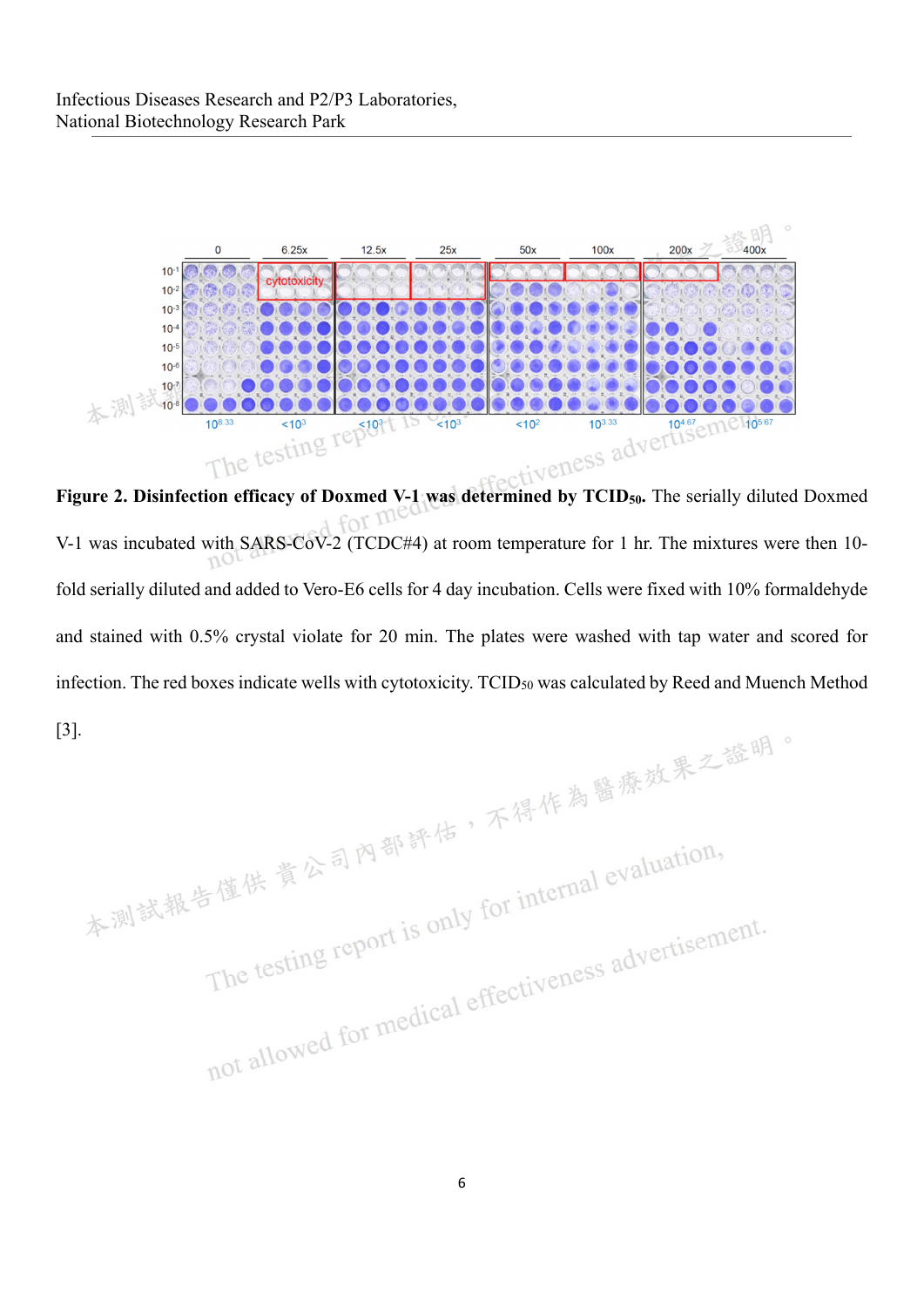**Figure 2. Disinfection efficacy of Doxmed V-1 was determined by $TCID_{50}$.** The serially diluted Doxmed V-1 was incubated with SARS-CoV-2 (TCDC#4) at room temperature for 1 hr. The mixtures were then 10-fold serially diluted and added to Vero-E6 cells for 4 day incubation. Cells were fixed with 10% formaldehyde and stained with 0.5% crystal violate for 20 min. The plates were washed with tap water and scored for infection. The red boxes indicate wells with cytotoxicity. $TCID_{50}$ was calculated by Reed and Muench Method [3].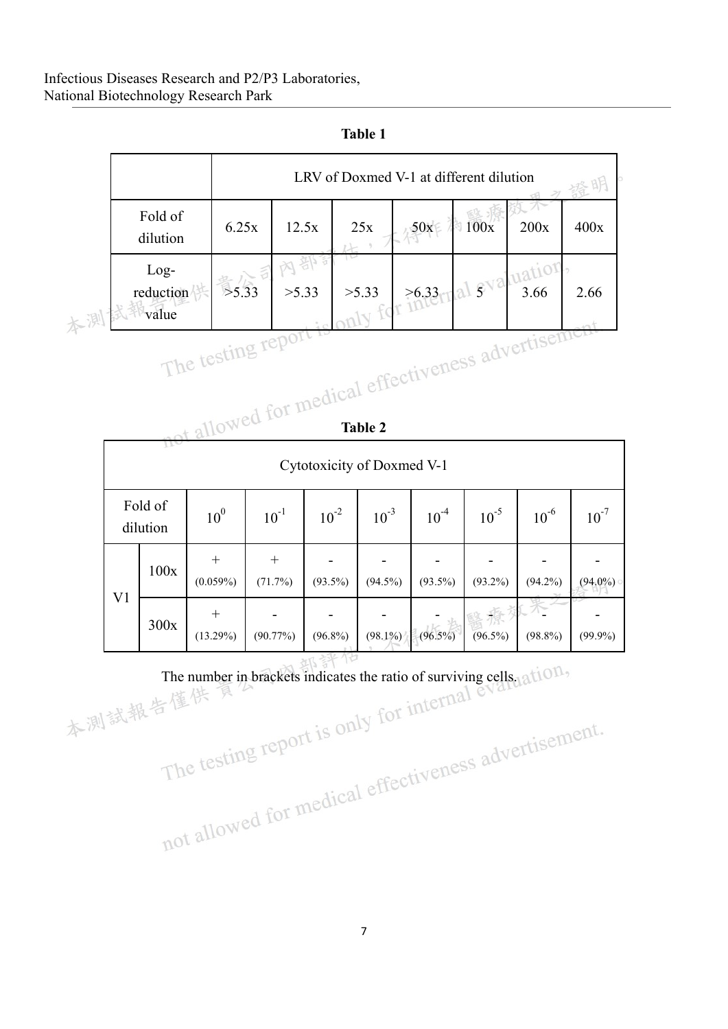**Table 1**

| | LRV of Doxmed V-1 at different dilution | | | | | | |
|---|---|---|---|---|---|---|---|
| Fold of dilution | 6.25x | 12.5x | 25x | 50x | 100x | 200x | 400x |
| Log-reduction value | >5.33 | >5.33 | >5.33 | >6.33 | 5 | 3.66 | 2.66 |

**Table 2**

| Cytotoxicity of Doxmed V-1 | | | | | | | | | |
|---|---|---|---|---|---|---|---|---|---|
| Fold of dilution | | $10^0$ | $10^{-1}$ | $10^{-2}$ | $10^{-3}$ | $10^{-4}$ | $10^{-5}$ | $10^{-6}$ | $10^{-7}$ |
| V1 | 100x | + (0.059%) | + (71.7%) | - (93.5%) | - (94.5%) | - (93.5%) | - (93.2%) | - (94.2%) | - (94.0%) |
| | 300x | + (13.29%) | - (90.77%) | - (96.8%) | - (98.1%) | - (96.5%) | - (96.5%) | - (98.8%) | - (99.9%) |

The number in brackets indicates the ratio of surviving cells.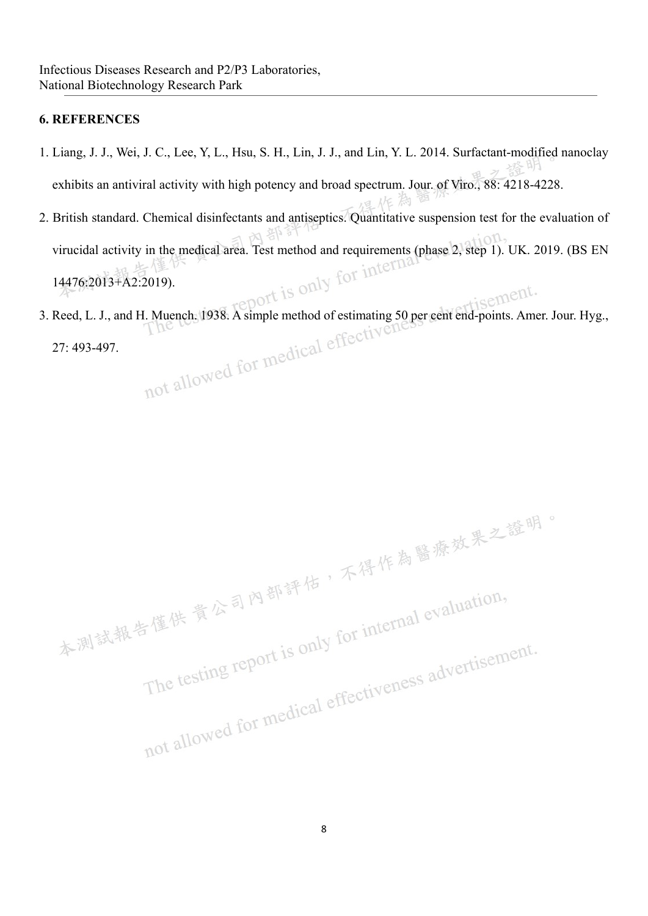## 6. REFERENCES

1. Liang, J. J., Wei, J. C., Lee, Y, L., Hsu, S. H., Lin, J. J., and Lin, Y. L. 2014. Surfactant-modified nanoclay exhibits an antiviral activity with high potency and broad spectrum. Jour. of Viro., 88: 4218-4228.
2. British standard. Chemical disinfectants and antiseptics. Quantitative suspension test for the evaluation of virucidal activity in the medical area. Test method and requirements (phase 2, step 1). UK. 2019. (BS EN 14476:2013+A2:2019).
3. Reed, L. J., and H. Muench. 1938. A simple method of estimating 50 per cent end-points. Amer. Jour. Hyg., 27: 493-497.